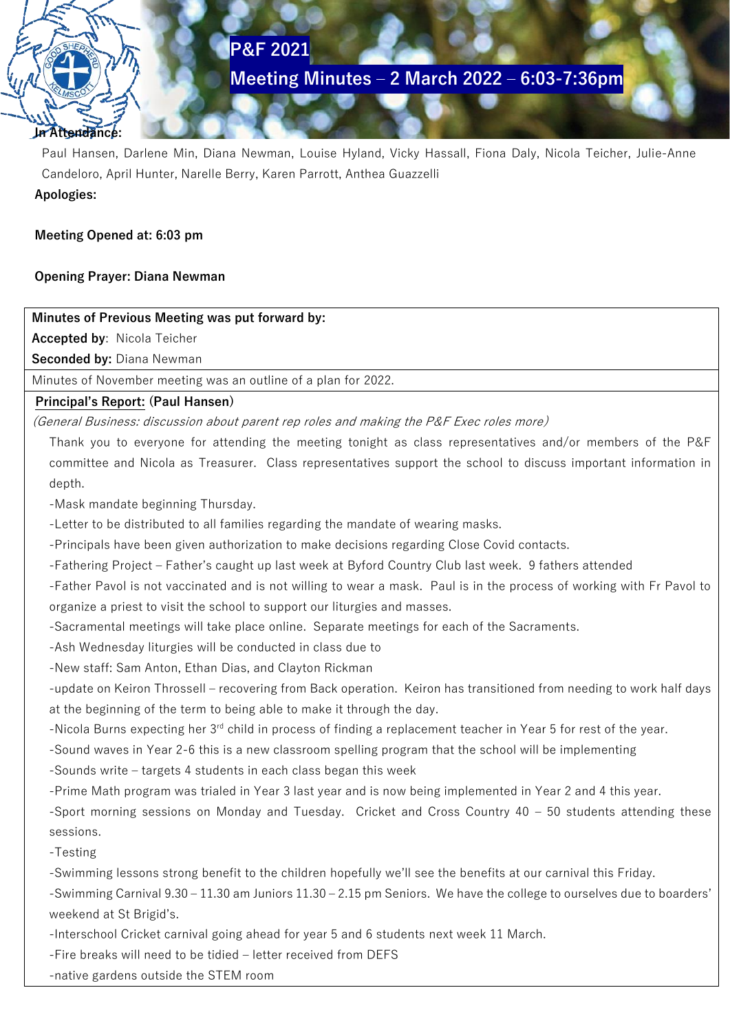# P&F 2021

# Meeting Minutes – 2 March 2022 – 6:03-7:36pm

**In Attendance:**

Paul Hansen, Darlene Min, Diana Newman, Louise Hyland, Vicky Hassall, Fiona Daly, Nicola Teicher, Julie-Anne Candeloro, April Hunter, Narelle Berry, Karen Parrott, Anthea Guazzelli

**Apologies:**

**Meeting Opened at: 6:03 pm**

**Opening Prayer: Diana Newman**

**Minutes of Previous Meeting was put forward by:**

**Accepted by**: Nicola Teicher

**Seconded by:** Diana Newman

Minutes of November meeting was an outline of a plan for 2022.

**Principal's Report: (Paul Hansen)**

*(General Business: discussion about parent rep roles and making the P&F Exec roles more)*

Thank you to everyone for attending the meeting tonight as class representatives and/or members of the P&F committee and Nicola as Treasurer. Class representatives support the school to discuss important information in depth.

- -Mask mandate beginning Thursday.
- -Letter to be distributed to all families regarding the mandate of wearing masks.
- -Principals have been given authorization to make decisions regarding Close Covid contacts.
- -Fathering Project – Father's caught up last week at Byford Country Club last week. 9 fathers attended
- -Father Pavol is not vaccinated and is not willing to wear a mask. Paul is in the process of working with Fr Pavol to organize a priest to visit the school to support our liturgies and masses.
- -Sacramental meetings will take place online. Separate meetings for each of the Sacraments.
- -Ash Wednesday liturgies will be conducted in class due to
- -New staff: Sam Anton, Ethan Dias, and Clayton Rickman
- -update on Keiron Throssell – recovering from Back operation. Keiron has transitioned from needing to work half days at the beginning of the term to being able to make it through the day.
- -Nicola Burns expecting her 3rd child in process of finding a replacement teacher in Year 5 for rest of the year.
- -Sound waves in Year 2-6 this is a new classroom spelling program that the school will be implementing
- -Sounds write – targets 4 students in each class began this week
- -Prime Math program was trialed in Year 3 last year and is now being implemented in Year 2 and 4 this year.
- -Sport morning sessions on Monday and Tuesday. Cricket and Cross Country 40 – 50 students attending these sessions.
- -Testing
- -Swimming lessons strong benefit to the children hopefully we'll see the benefits at our carnival this Friday.
- -Swimming Carnival 9.30 – 11.30 am Juniors 11.30 – 2.15 pm Seniors. We have the college to ourselves due to boarders' weekend at St Brigid's.
- -Interschool Cricket carnival going ahead for year 5 and 6 students next week 11 March.
- -Fire breaks will need to be tidied – letter received from DEFS
- -native gardens outside the STEM room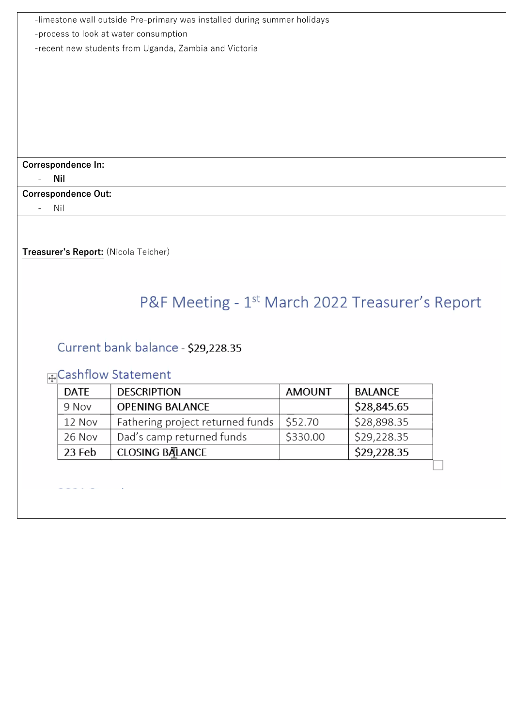-limestone wall outside Pre-primary was installed during summer holidays

-process to look at water consumption

-recent new students from Uganda, Zambia and Victoria

**Correspondence In:**

- **Nil**

**Correspondence Out:**

- Nil

**Treasurer's Report:** (Nicola Teicher)

## P&F Meeting - 1st March 2022 Treasurer's Report

Current bank balance - **$29,228.35**

### Cashflow Statement

| DATE | DESCRIPTION | AMOUNT | BALANCE |
|---|---|---|---|
| 9 Nov | OPENING BALANCE | | **$28,845.65** |
| 12 Nov | Fathering project returned funds | $52.70 | $28,898.35 |
| 26 Nov | Dad's camp returned funds | $330.00 | $29,228.35 |
| 23 Feb | CLOSING BALANCE | | **$29,228.35** |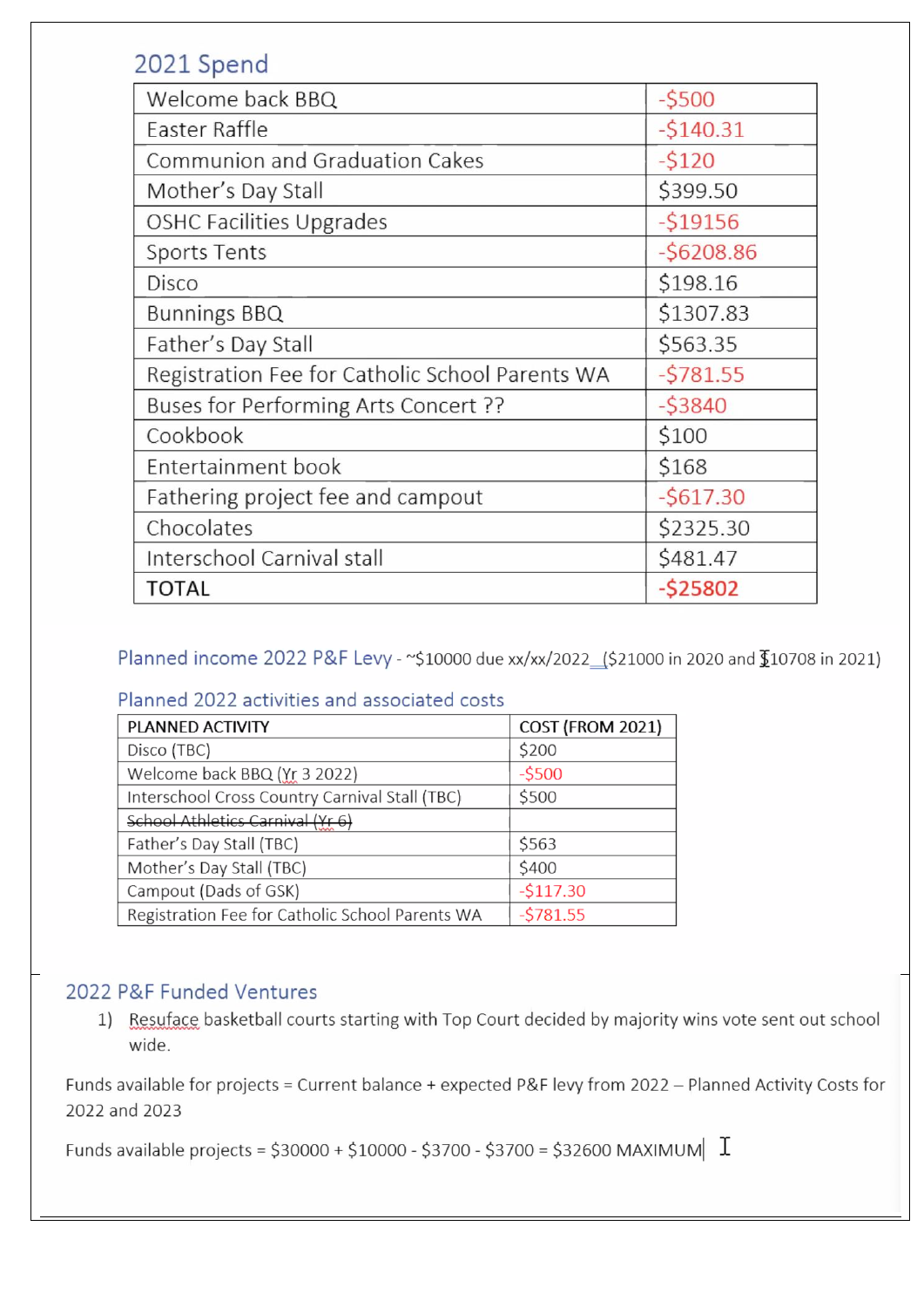## 2021 Spend

| Item | Amount |
| --- | --- |
| Welcome back BBQ | -$500 |
| Easter Raffle | -$140.31 |
| Communion and Graduation Cakes | -$120 |
| Mother's Day Stall | $399.50 |
| OSHC Facilities Upgrades | -$19156 |
| Sports Tents | -$6208.86 |
| Disco | $198.16 |
| Bunnings BBQ | $1307.83 |
| Father's Day Stall | $563.35 |
| Registration Fee for Catholic School Parents WA | -$781.55 |
| Buses for Performing Arts Concert ?? | -$3840 |
| Cookbook | $100 |
| Entertainment book | $168 |
| Fathering project fee and campout | -$617.30 |
| Chocolates | $2325.30 |
| Interschool Carnival stall | $481.47 |
| **TOTAL** | **-$25802** |

### Planned income 2022 P&F Levy - ~$10000 due xx/xx/2022__($21000 in 2020 and $10708 in 2021)

### Planned 2022 activities and associated costs

| PLANNED ACTIVITY | COST (FROM 2021) |
| --- | --- |
| Disco (TBC) | $200 |
| Welcome back BBQ (Yr 3 2022) | -$500 |
| Interschool Cross Country Carnival Stall (TBC) | $500 |
| ~~School Athletics Carnival (Yr 6)~~ | |
| Father's Day Stall (TBC) | $563 |
| Mother's Day Stall (TBC) | $400 |
| Campout (Dads of GSK) | -$117.30 |
| Registration Fee for Catholic School Parents WA | -$781.55 |

## 2022 P&F Funded Ventures

1) Resuface basketball courts starting with Top Court decided by majority wins vote sent out school wide.

Funds available for projects = Current balance + expected P&F levy from 2022 – Planned Activity Costs for 2022 and 2023

Funds available projects = $30000 + $10000 - $3700 - $3700 = $32600 MAXIMUM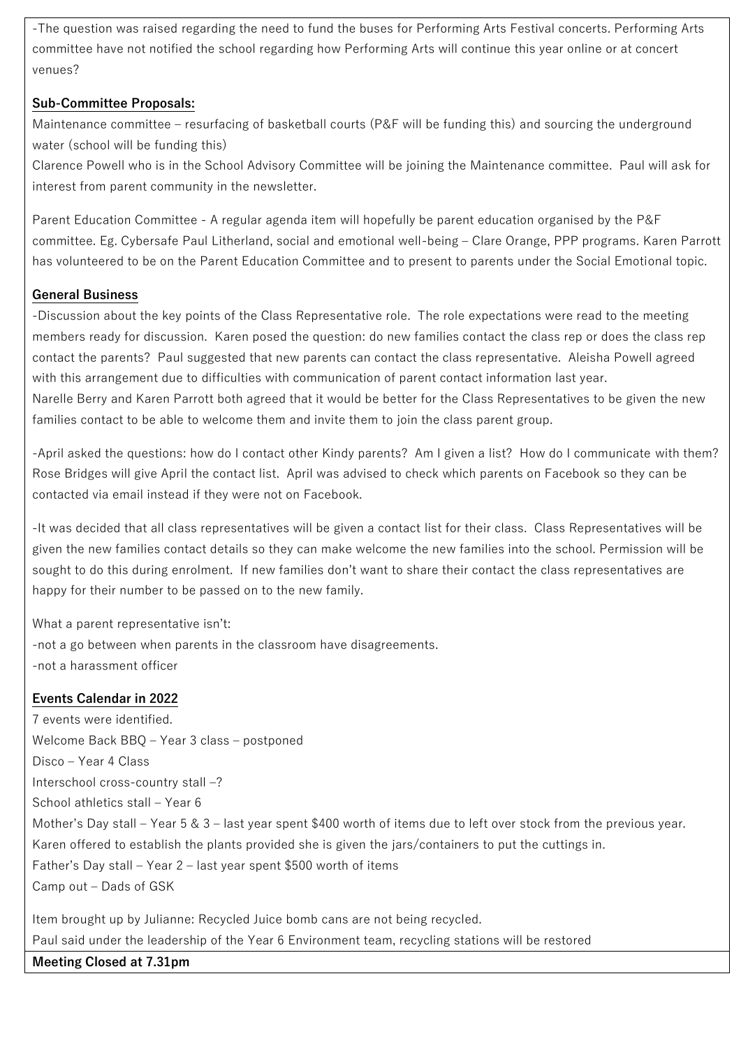-The question was raised regarding the need to fund the buses for Performing Arts Festival concerts. Performing Arts committee have not notified the school regarding how Performing Arts will continue this year online or at concert venues?

**Sub-Committee Proposals:**

Maintenance committee – resurfacing of basketball courts (P&F will be funding this) and sourcing the underground water (school will be funding this)

Clarence Powell who is in the School Advisory Committee will be joining the Maintenance committee. Paul will ask for interest from parent community in the newsletter.

Parent Education Committee - A regular agenda item will hopefully be parent education organised by the P&F committee. Eg. Cybersafe Paul Litherland, social and emotional well-being – Clare Orange, PPP programs. Karen Parrott has volunteered to be on the Parent Education Committee and to present to parents under the Social Emotional topic.

**General Business**

-Discussion about the key points of the Class Representative role. The role expectations were read to the meeting members ready for discussion. Karen posed the question: do new families contact the class rep or does the class rep contact the parents? Paul suggested that new parents can contact the class representative. Aleisha Powell agreed with this arrangement due to difficulties with communication of parent contact information last year.
Narelle Berry and Karen Parrott both agreed that it would be better for the Class Representatives to be given the new families contact to be able to welcome them and invite them to join the class parent group.

-April asked the questions: how do I contact other Kindy parents? Am I given a list? How do I communicate with them? Rose Bridges will give April the contact list. April was advised to check which parents on Facebook so they can be contacted via email instead if they were not on Facebook.

-It was decided that all class representatives will be given a contact list for their class. Class Representatives will be given the new families contact details so they can make welcome the new families into the school. Permission will be sought to do this during enrolment. If new families don't want to share their contact the class representatives are happy for their number to be passed on to the new family.

What a parent representative isn't:
-not a go between when parents in the classroom have disagreements.
-not a harassment officer

**Events Calendar in 2022**

7 events were identified.
Welcome Back BBQ – Year 3 class – postponed
Disco – Year 4 Class
Interschool cross-country stall –?
School athletics stall – Year 6
Mother's Day stall – Year 5 & 3 – last year spent $400 worth of items due to left over stock from the previous year. Karen offered to establish the plants provided she is given the jars/containers to put the cuttings in.
Father's Day stall – Year 2 – last year spent $500 worth of items
Camp out – Dads of GSK

Item brought up by Julianne: Recycled Juice bomb cans are not being recycled.
Paul said under the leadership of the Year 6 Environment team, recycling stations will be restored

**Meeting Closed at 7.31pm**